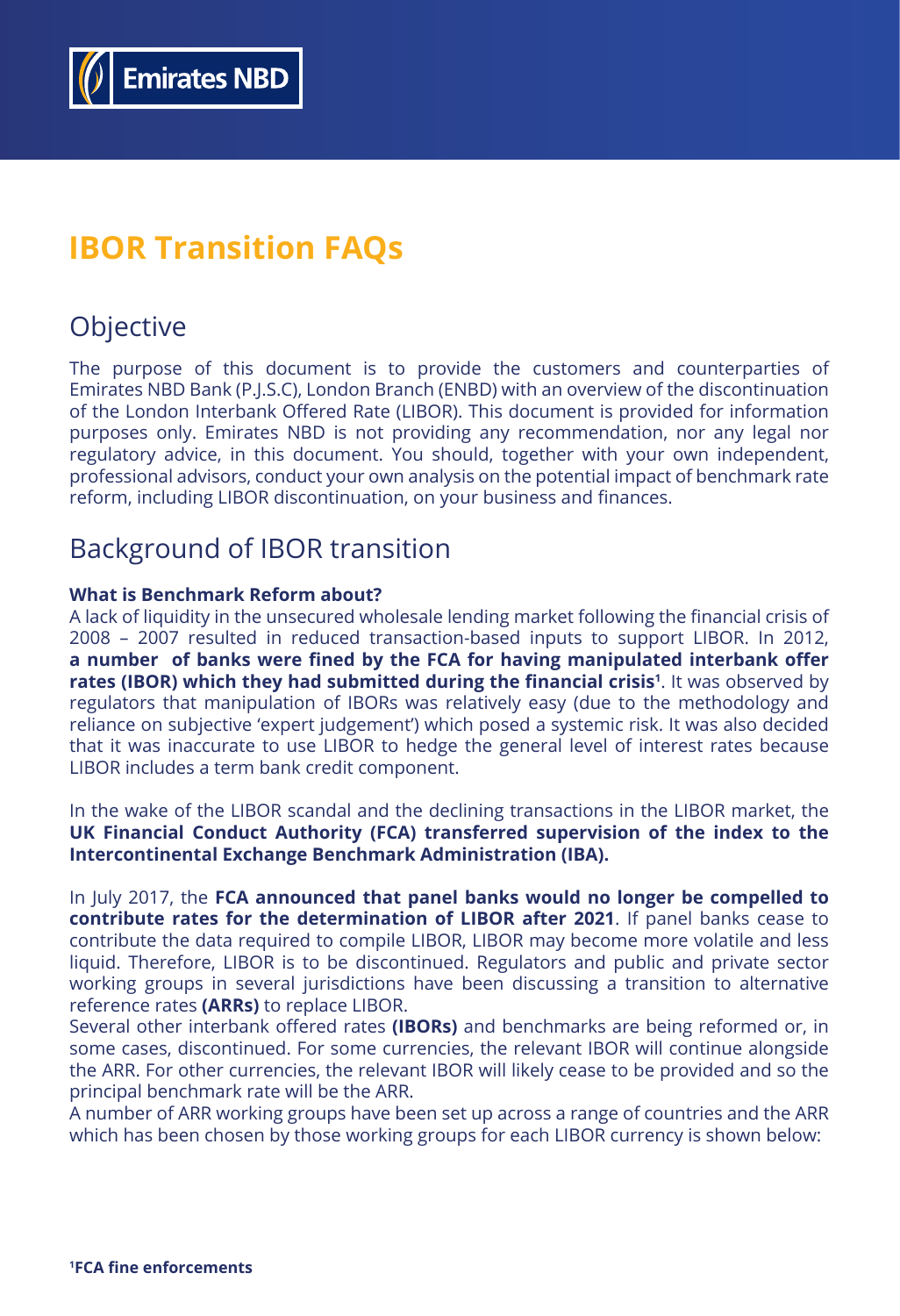# IBOR Transition FAQs

## Objective

The purpose of this document is to provide the customers and counterparties of Emirates NBD Bank (P.J.S.C), London Branch (ENBD) with an overview of the discontinuation of the London Interbank Offered Rate (LIBOR). This document is provided for information purposes only. Emirates NBD is not providing any recommendation, nor any legal nor regulatory advice, in this document. You should, together with your own independent, professional advisors, conduct your own analysis on the potential impact of benchmark rate reform, including LIBOR discontinuation, on your business and finances.

## Background of IBOR transition

**What is Benchmark Reform about?**

A lack of liquidity in the unsecured wholesale lending market following the financial crisis of 2008 – 2007 resulted in reduced transaction-based inputs to support LIBOR. In 2012, **a number of banks were fined by the FCA for having manipulated interbank offer rates (IBOR) which they had submitted during the financial crisis**[1]. It was observed by regulators that manipulation of IBORs was relatively easy (due to the methodology and reliance on subjective 'expert judgement') which posed a systemic risk. It was also decided that it was inaccurate to use LIBOR to hedge the general level of interest rates because LIBOR includes a term bank credit component.

In the wake of the LIBOR scandal and the declining transactions in the LIBOR market, the **UK Financial Conduct Authority (FCA) transferred supervision of the index to the Intercontinental Exchange Benchmark Administration (IBA).**

In July 2017, the **FCA announced that panel banks would no longer be compelled to contribute rates for the determination of LIBOR after 2021**. If panel banks cease to contribute the data required to compile LIBOR, LIBOR may become more volatile and less liquid. Therefore, LIBOR is to be discontinued. Regulators and public and private sector working groups in several jurisdictions have been discussing a transition to alternative reference rates **(ARRs)** to replace LIBOR.

Several other interbank offered rates **(IBORs)** and benchmarks are being reformed or, in some cases, discontinued. For some currencies, the relevant IBOR will continue alongside the ARR. For other currencies, the relevant IBOR will likely cease to be provided and so the principal benchmark rate will be the ARR.

A number of ARR working groups have been set up across a range of countries and the ARR which has been chosen by those working groups for each LIBOR currency is shown below:

[1]**FCA fine enforcements**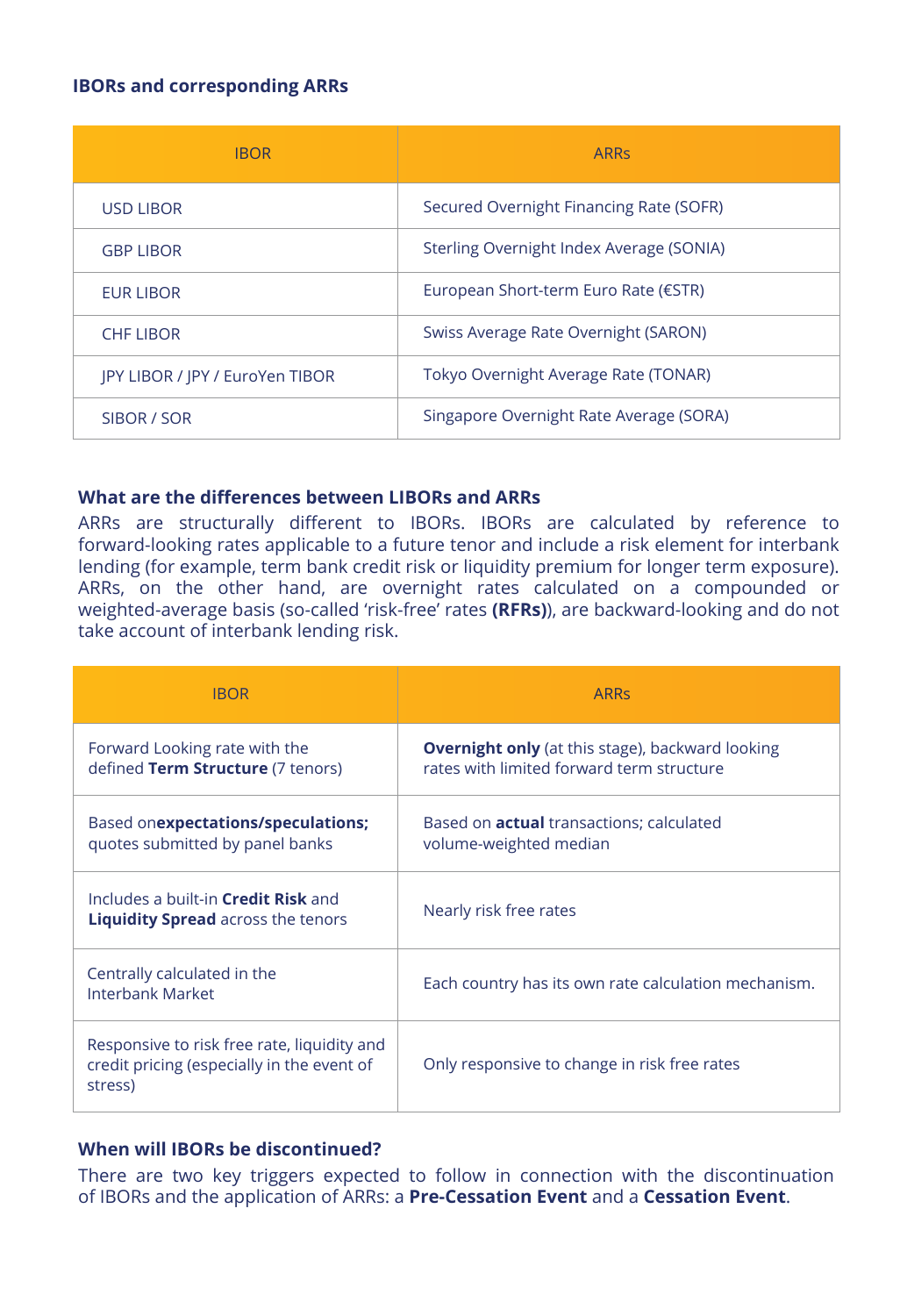### IBORs and corresponding ARRs

| IBOR | ARRs |
|---|---|
| USD LIBOR | Secured Overnight Financing Rate (SOFR) |
| GBP LIBOR | Sterling Overnight Index Average (SONIA) |
| EUR LIBOR | European Short-term Euro Rate (€STR) |
| CHF LIBOR | Swiss Average Rate Overnight (SARON) |
| JPY LIBOR / JPY / EuroYen TIBOR | Tokyo Overnight Average Rate (TONAR) |
| SIBOR / SOR | Singapore Overnight Rate Average (SORA) |

### What are the differences between LIBORs and ARRs

ARRs are structurally different to IBORs. IBORs are calculated by reference to forward-looking rates applicable to a future tenor and include a risk element for interbank lending (for example, term bank credit risk or liquidity premium for longer term exposure). ARRs, on the other hand, are overnight rates calculated on a compounded or weighted-average basis (so-called 'risk-free' rates **(RFRs)**), are backward-looking and do not take account of interbank lending risk.

| IBOR | ARRs |
|---|---|
| Forward Looking rate with the defined **Term Structure** (7 tenors) | **Overnight only** (at this stage), backward looking rates with limited forward term structure |
| Based on**expectations/speculations;** quotes submitted by panel banks | Based on **actual** transactions; calculated volume-weighted median |
| Includes a built-in **Credit Risk** and **Liquidity Spread** across the tenors | Nearly risk free rates |
| Centrally calculated in the Interbank Market | Each country has its own rate calculation mechanism. |
| Responsive to risk free rate, liquidity and credit pricing (especially in the event of stress) | Only responsive to change in risk free rates |

### When will IBORs be discontinued?

There are two key triggers expected to follow in connection with the discontinuation of IBORs and the application of ARRs: a **Pre-Cessation Event** and a **Cessation Event**.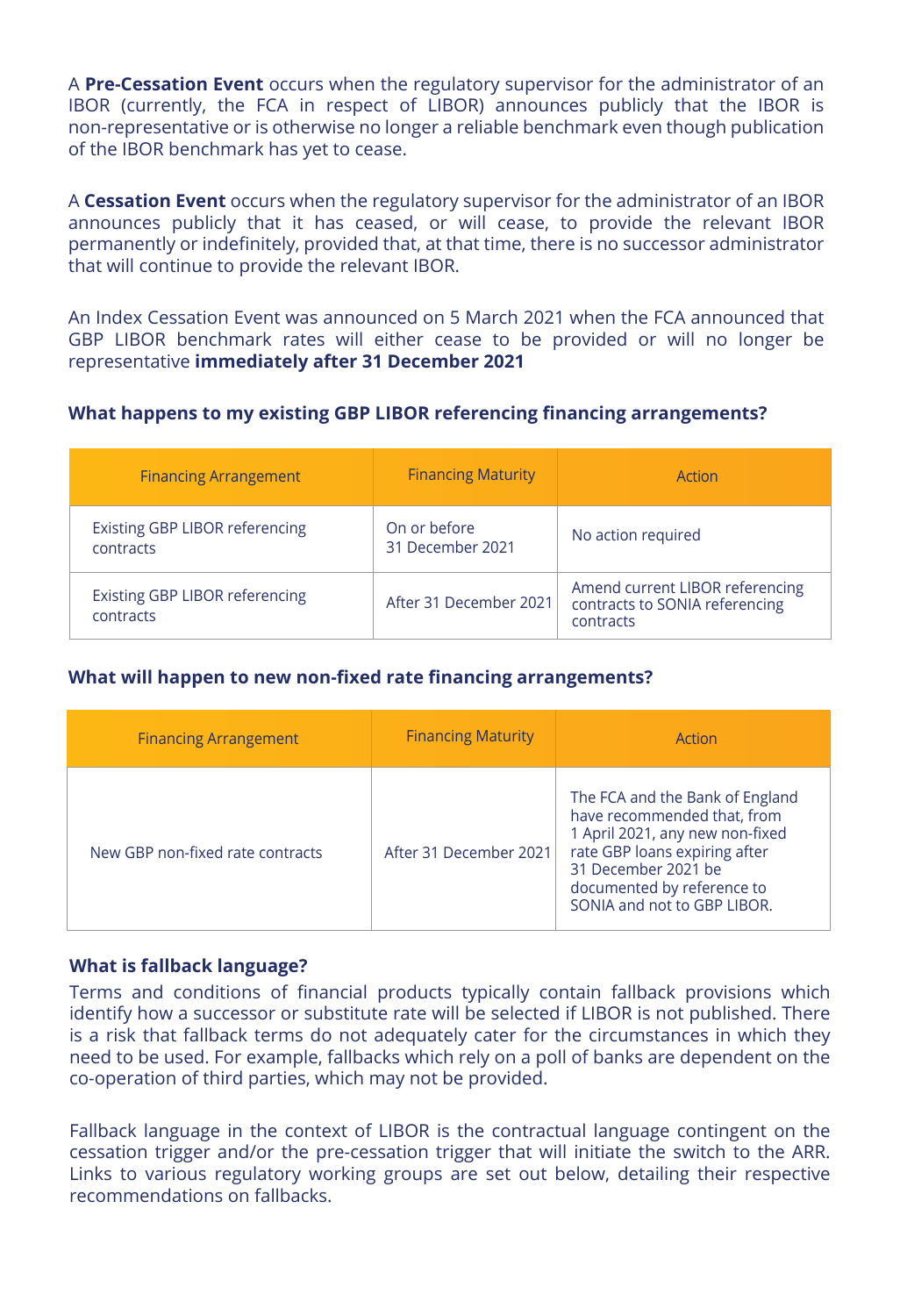A **Pre-Cessation Event** occurs when the regulatory supervisor for the administrator of an IBOR (currently, the FCA in respect of LIBOR) announces publicly that the IBOR is non-representative or is otherwise no longer a reliable benchmark even though publication of the IBOR benchmark has yet to cease.

A **Cessation Event** occurs when the regulatory supervisor for the administrator of an IBOR announces publicly that it has ceased, or will cease, to provide the relevant IBOR permanently or indefinitely, provided that, at that time, there is no successor administrator that will continue to provide the relevant IBOR.

An Index Cessation Event was announced on 5 March 2021 when the FCA announced that GBP LIBOR benchmark rates will either cease to be provided or will no longer be representative **immediately after 31 December 2021**

#### What happens to my existing GBP LIBOR referencing financing arrangements?

| Financing Arrangement | Financing Maturity | Action |
| --- | --- | --- |
| Existing GBP LIBOR referencing contracts | On or before 31 December 2021 | No action required |
| Existing GBP LIBOR referencing contracts | After 31 December 2021 | Amend current LIBOR referencing contracts to SONIA referencing contracts |

#### What will happen to new non-fixed rate financing arrangements?

| Financing Arrangement | Financing Maturity | Action |
| --- | --- | --- |
| New GBP non-fixed rate contracts | After 31 December 2021 | The FCA and the Bank of England have recommended that, from 1 April 2021, any new non-fixed rate GBP loans expiring after 31 December 2021 be documented by reference to SONIA and not to GBP LIBOR. |

#### What is fallback language?

Terms and conditions of financial products typically contain fallback provisions which identify how a successor or substitute rate will be selected if LIBOR is not published. There is a risk that fallback terms do not adequately cater for the circumstances in which they need to be used. For example, fallbacks which rely on a poll of banks are dependent on the co-operation of third parties, which may not be provided.

Fallback language in the context of LIBOR is the contractual language contingent on the cessation trigger and/or the pre-cessation trigger that will initiate the switch to the ARR. Links to various regulatory working groups are set out below, detailing their respective recommendations on fallbacks.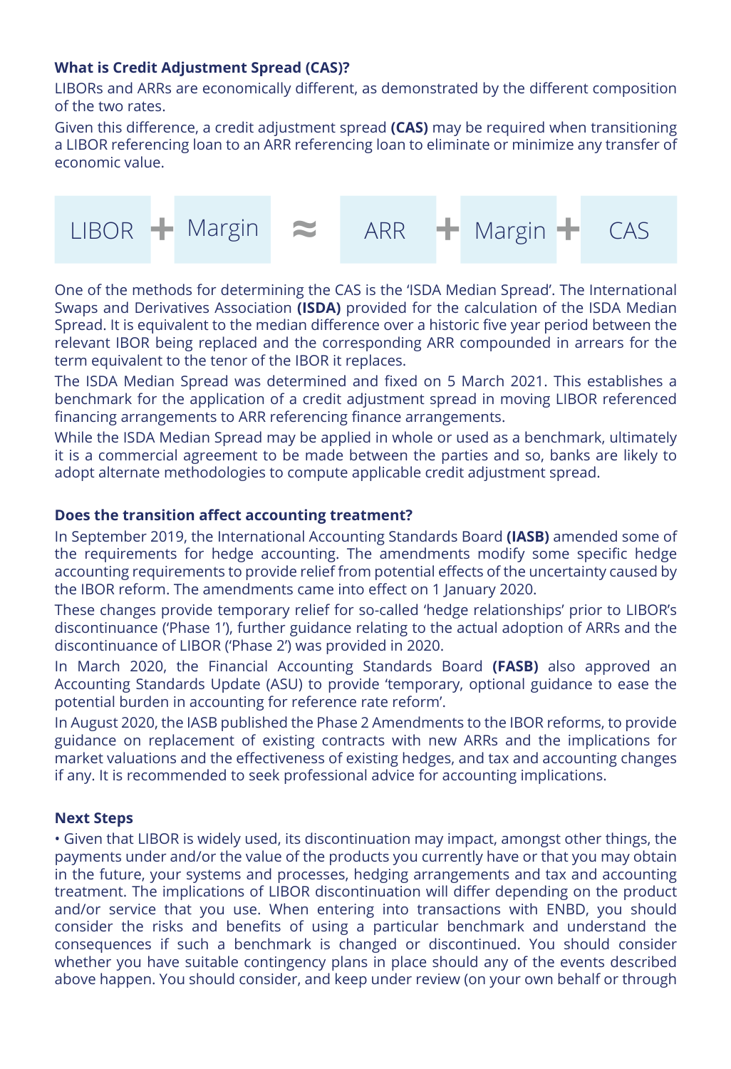**What is Credit Adjustment Spread (CAS)?**

LIBORs and ARRs are economically different, as demonstrated by the different composition of the two rates.

Given this difference, a credit adjustment spread **(CAS)** may be required when transitioning a LIBOR referencing loan to an ARR referencing loan to eliminate or minimize any transfer of economic value.

$$\text{LIBOR} + \text{Margin} \approx \text{ARR} + \text{Margin} + \text{CAS}$$

One of the methods for determining the CAS is the 'ISDA Median Spread'. The International Swaps and Derivatives Association **(ISDA)** provided for the calculation of the ISDA Median Spread. It is equivalent to the median difference over a historic five year period between the relevant IBOR being replaced and the corresponding ARR compounded in arrears for the term equivalent to the tenor of the IBOR it replaces.

The ISDA Median Spread was determined and fixed on 5 March 2021. This establishes a benchmark for the application of a credit adjustment spread in moving LIBOR referenced financing arrangements to ARR referencing finance arrangements.

While the ISDA Median Spread may be applied in whole or used as a benchmark, ultimately it is a commercial agreement to be made between the parties and so, banks are likely to adopt alternate methodologies to compute applicable credit adjustment spread.

**Does the transition affect accounting treatment?**

In September 2019, the International Accounting Standards Board **(IASB)** amended some of the requirements for hedge accounting. The amendments modify some specific hedge accounting requirements to provide relief from potential effects of the uncertainty caused by the IBOR reform. The amendments came into effect on 1 January 2020.

These changes provide temporary relief for so-called 'hedge relationships' prior to LIBOR's discontinuance ('Phase 1'), further guidance relating to the actual adoption of ARRs and the discontinuance of LIBOR ('Phase 2') was provided in 2020.

In March 2020, the Financial Accounting Standards Board **(FASB)** also approved an Accounting Standards Update (ASU) to provide 'temporary, optional guidance to ease the potential burden in accounting for reference rate reform'.

In August 2020, the IASB published the Phase 2 Amendments to the IBOR reforms, to provide guidance on replacement of existing contracts with new ARRs and the implications for market valuations and the effectiveness of existing hedges, and tax and accounting changes if any. It is recommended to seek professional advice for accounting implications.

**Next Steps**

- Given that LIBOR is widely used, its discontinuation may impact, amongst other things, the payments under and/or the value of the products you currently have or that you may obtain in the future, your systems and processes, hedging arrangements and tax and accounting treatment. The implications of LIBOR discontinuation will differ depending on the product and/or service that you use. When entering into transactions with ENBD, you should consider the risks and benefits of using a particular benchmark and understand the consequences if such a benchmark is changed or discontinued. You should consider whether you have suitable contingency plans in place should any of the events described above happen. You should consider, and keep under review (on your own behalf or through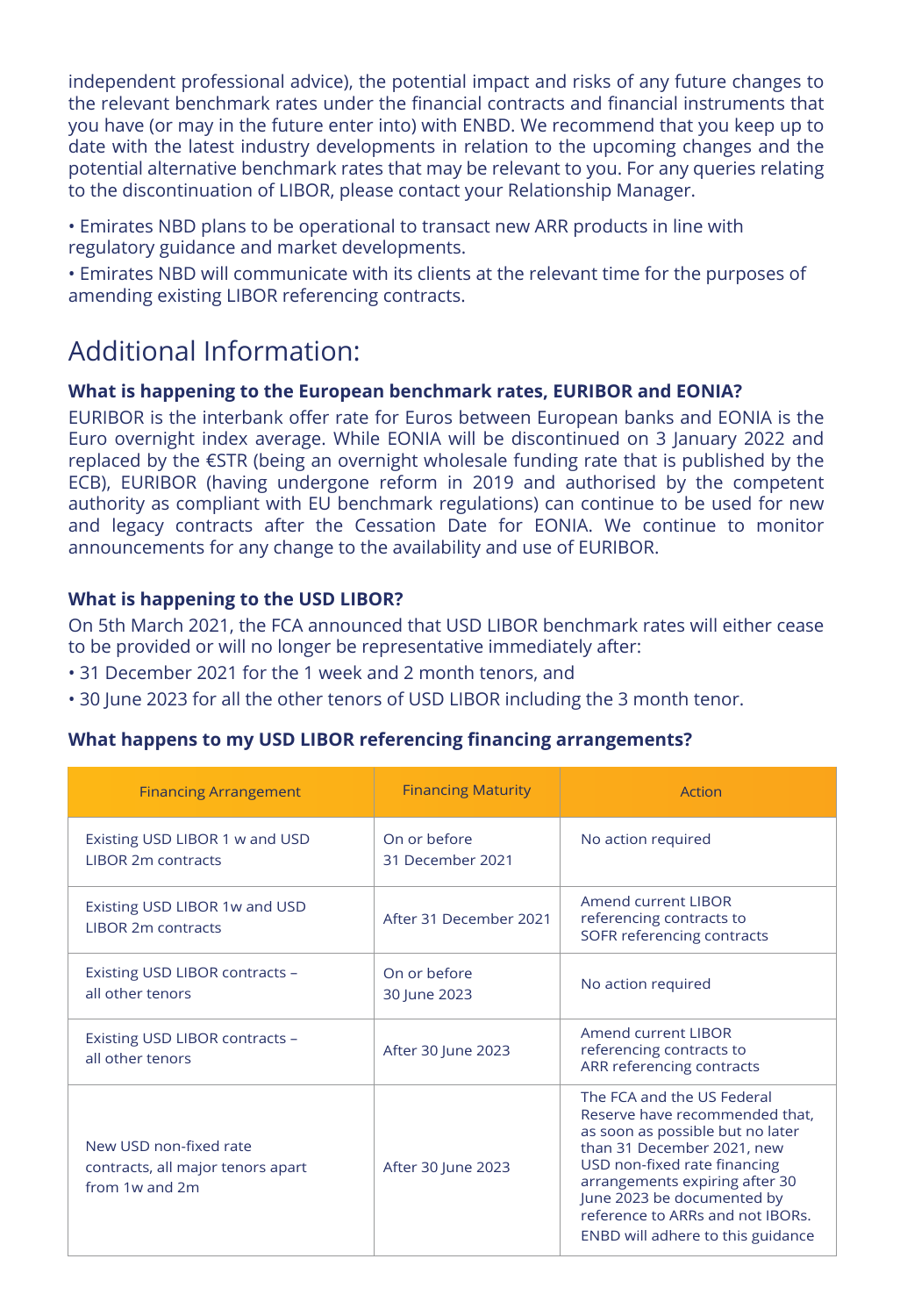independent professional advice), the potential impact and risks of any future changes to the relevant benchmark rates under the financial contracts and financial instruments that you have (or may in the future enter into) with ENBD. We recommend that you keep up to date with the latest industry developments in relation to the upcoming changes and the potential alternative benchmark rates that may be relevant to you. For any queries relating to the discontinuation of LIBOR, please contact your Relationship Manager.

- Emirates NBD plans to be operational to transact new ARR products in line with regulatory guidance and market developments.
- Emirates NBD will communicate with its clients at the relevant time for the purposes of amending existing LIBOR referencing contracts.

## Additional Information:

**What is happening to the European benchmark rates, EURIBOR and EONIA?**

EURIBOR is the interbank offer rate for Euros between European banks and EONIA is the Euro overnight index average. While EONIA will be discontinued on 3 January 2022 and replaced by the €STR (being an overnight wholesale funding rate that is published by the ECB), EURIBOR (having undergone reform in 2019 and authorised by the competent authority as compliant with EU benchmark regulations) can continue to be used for new and legacy contracts after the Cessation Date for EONIA. We continue to monitor announcements for any change to the availability and use of EURIBOR.

**What is happening to the USD LIBOR?**

On 5th March 2021, the FCA announced that USD LIBOR benchmark rates will either cease to be provided or will no longer be representative immediately after:

- 31 December 2021 for the 1 week and 2 month tenors, and
- 30 June 2023 for all the other tenors of USD LIBOR including the 3 month tenor.

**What happens to my USD LIBOR referencing financing arrangements?**

| Financing Arrangement | Financing Maturity | Action |
|---|---|---|
| Existing USD LIBOR 1 w and USD LIBOR 2m contracts | On or before 31 December 2021 | No action required |
| Existing USD LIBOR 1w and USD LIBOR 2m contracts | After 31 December 2021 | Amend current LIBOR referencing contracts to SOFR referencing contracts |
| Existing USD LIBOR contracts – all other tenors | On or before 30 June 2023 | No action required |
| Existing USD LIBOR contracts – all other tenors | After 30 June 2023 | Amend current LIBOR referencing contracts to ARR referencing contracts |
| New USD non-fixed rate contracts, all major tenors apart from 1w and 2m | After 30 June 2023 | The FCA and the US Federal Reserve have recommended that, as soon as possible but no later than 31 December 2021, new USD non-fixed rate financing arrangements expiring after 30 June 2023 be documented by reference to ARRs and not IBORs. ENBD will adhere to this guidance |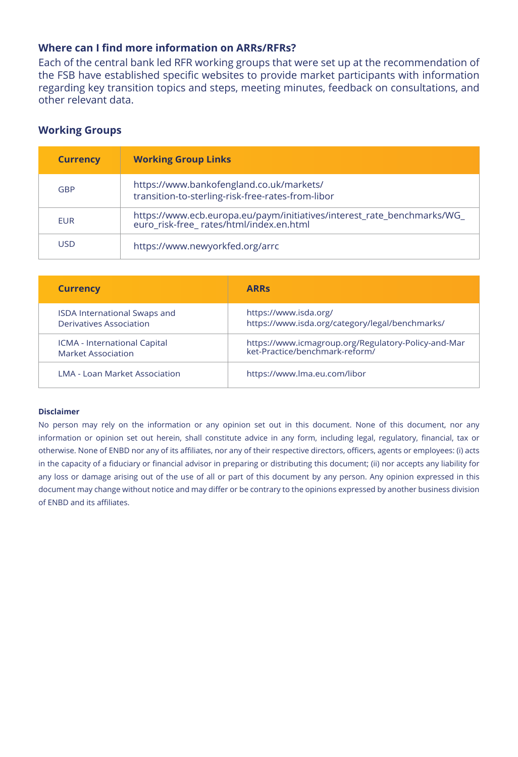## Where can I find more information on ARRs/RFRs?

Each of the central bank led RFR working groups that were set up at the recommendation of the FSB have established specific websites to provide market participants with information regarding key transition topics and steps, meeting minutes, feedback on consultations, and other relevant data.

## Working Groups

| Currency | Working Group Links |
| --- | --- |
| GBP | https://www.bankofengland.co.uk/markets/transition-to-sterling-risk-free-rates-from-libor |
| EUR | https://www.ecb.europa.eu/paym/initiatives/interest_rate_benchmarks/WG_euro_risk-free_ rates/html/index.en.html |
| USD | https://www.newyorkfed.org/arrc |

| Currency | ARRs |
| --- | --- |
| ISDA International Swaps and Derivatives Association | https://www.isda.org/<br>https://www.isda.org/category/legal/benchmarks/ |
| ICMA - International Capital Market Association | https://www.icmagroup.org/Regulatory-Policy-and-Market-Practice/benchmark-reform/ |
| LMA - Loan Market Association | https://www.lma.eu.com/libor |

**Disclaimer**

No person may rely on the information or any opinion set out in this document. None of this document, nor any information or opinion set out herein, shall constitute advice in any form, including legal, regulatory, financial, tax or otherwise. None of ENBD nor any of its affiliates, nor any of their respective directors, officers, agents or employees: (i) acts in the capacity of a fiduciary or financial advisor in preparing or distributing this document; (ii) nor accepts any liability for any loss or damage arising out of the use of all or part of this document by any person. Any opinion expressed in this document may change without notice and may differ or be contrary to the opinions expressed by another business division of ENBD and its affiliates.